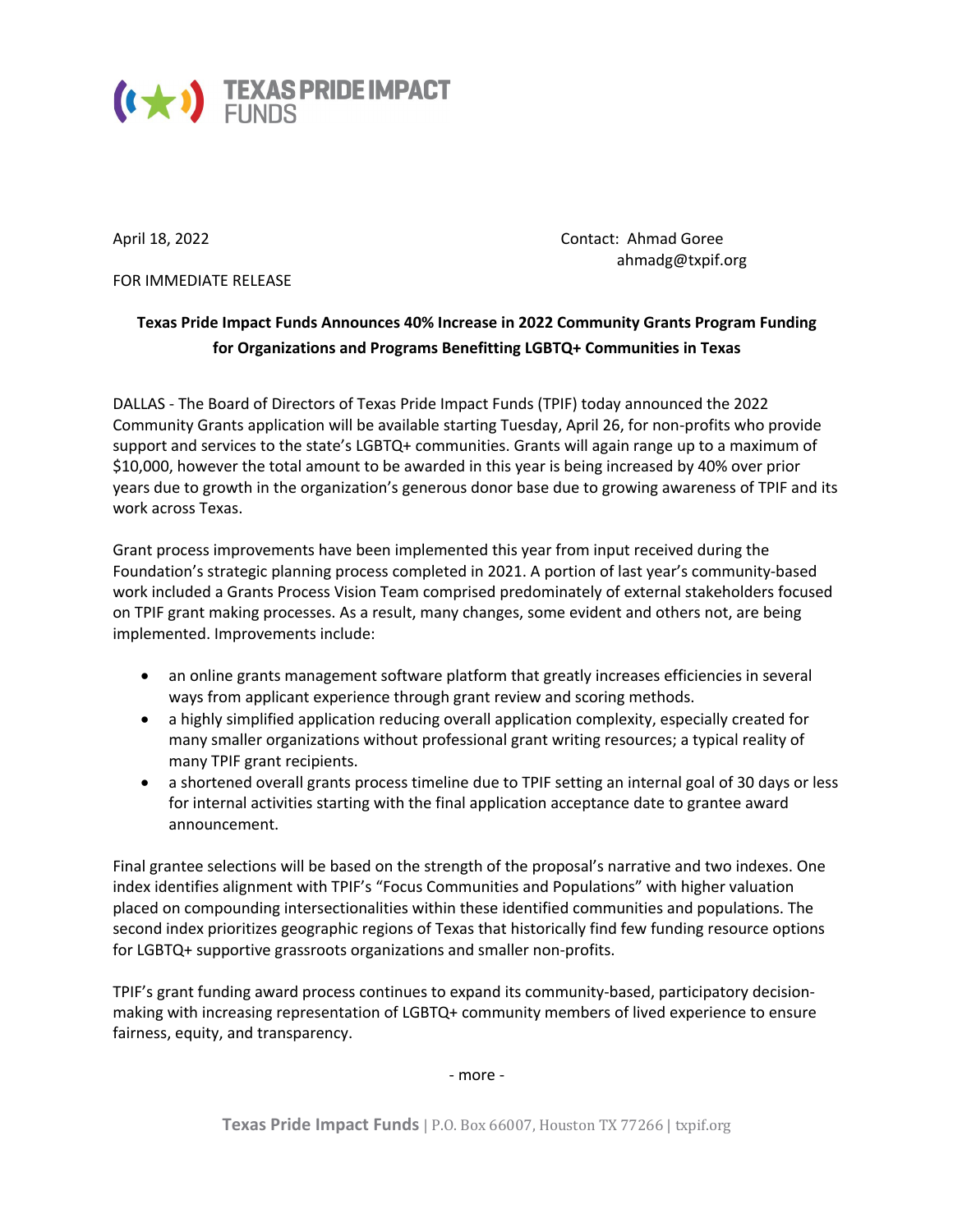**TEXAS PRIDE IMPACT FUNDS**

April 18, 2022

FOR IMMEDIATE RELEASE

Contact: Ahmad Goree
ahmadg@txpif.org

**Texas Pride Impact Funds Announces 40% Increase in 2022 Community Grants Program Funding for Organizations and Programs Benefitting LGBTQ+ Communities in Texas**

DALLAS - The Board of Directors of Texas Pride Impact Funds (TPIF) today announced the 2022 Community Grants application will be available starting Tuesday, April 26, for non-profits who provide support and services to the state's LGBTQ+ communities. Grants will again range up to a maximum of $10,000, however the total amount to be awarded in this year is being increased by 40% over prior years due to growth in the organization's generous donor base due to growing awareness of TPIF and its work across Texas.

Grant process improvements have been implemented this year from input received during the Foundation's strategic planning process completed in 2021. A portion of last year's community-based work included a Grants Process Vision Team comprised predominately of external stakeholders focused on TPIF grant making processes. As a result, many changes, some evident and others not, are being implemented. Improvements include:

- an online grants management software platform that greatly increases efficiencies in several ways from applicant experience through grant review and scoring methods.
- a highly simplified application reducing overall application complexity, especially created for many smaller organizations without professional grant writing resources; a typical reality of many TPIF grant recipients.
- a shortened overall grants process timeline due to TPIF setting an internal goal of 30 days or less for internal activities starting with the final application acceptance date to grantee award announcement.

Final grantee selections will be based on the strength of the proposal's narrative and two indexes. One index identifies alignment with TPIF's "Focus Communities and Populations" with higher valuation placed on compounding intersectionalities within these identified communities and populations. The second index prioritizes geographic regions of Texas that historically find few funding resource options for LGBTQ+ supportive grassroots organizations and smaller non-profits.

TPIF's grant funding award process continues to expand its community-based, participatory decision-making with increasing representation of LGBTQ+ community members of lived experience to ensure fairness, equity, and transparency.

\- more -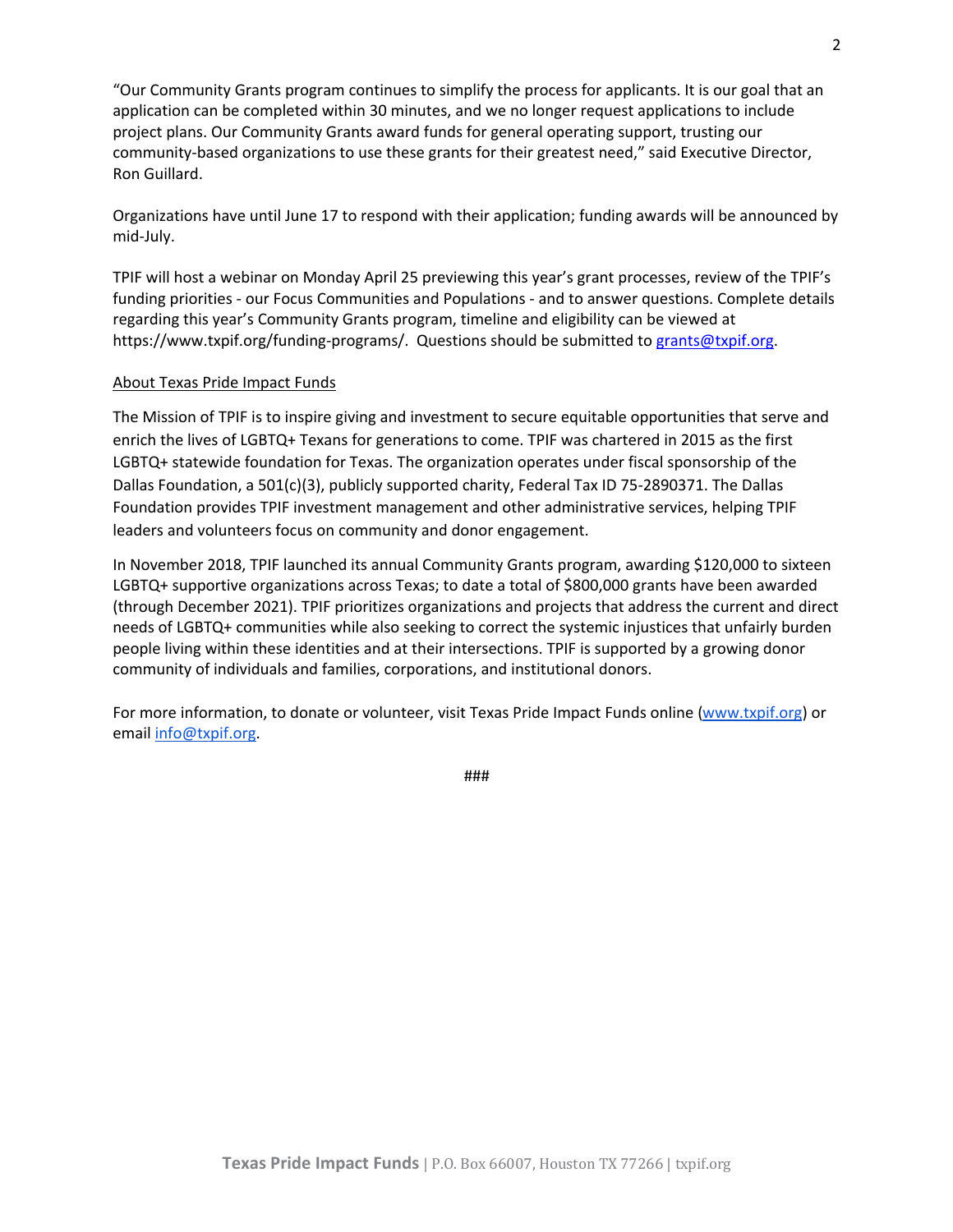"Our Community Grants program continues to simplify the process for applicants. It is our goal that an application can be completed within 30 minutes, and we no longer request applications to include project plans. Our Community Grants award funds for general operating support, trusting our community-based organizations to use these grants for their greatest need," said Executive Director, Ron Guillard.

Organizations have until June 17 to respond with their application; funding awards will be announced by mid-July.

TPIF will host a webinar on Monday April 25 previewing this year's grant processes, review of the TPIF's funding priorities - our Focus Communities and Populations - and to answer questions. Complete details regarding this year's Community Grants program, timeline and eligibility can be viewed at https://www.txpif.org/funding-programs/. Questions should be submitted to grants@txpif.org.

About Texas Pride Impact Funds

The Mission of TPIF is to inspire giving and investment to secure equitable opportunities that serve and enrich the lives of LGBTQ+ Texans for generations to come. TPIF was chartered in 2015 as the first LGBTQ+ statewide foundation for Texas. The organization operates under fiscal sponsorship of the Dallas Foundation, a 501(c)(3), publicly supported charity, Federal Tax ID 75-2890371. The Dallas Foundation provides TPIF investment management and other administrative services, helping TPIF leaders and volunteers focus on community and donor engagement.

In November 2018, TPIF launched its annual Community Grants program, awarding $120,000 to sixteen LGBTQ+ supportive organizations across Texas; to date a total of $800,000 grants have been awarded (through December 2021). TPIF prioritizes organizations and projects that address the current and direct needs of LGBTQ+ communities while also seeking to correct the systemic injustices that unfairly burden people living within these identities and at their intersections. TPIF is supported by a growing donor community of individuals and families, corporations, and institutional donors.

For more information, to donate or volunteer, visit Texas Pride Impact Funds online (www.txpif.org) or email info@txpif.org.

###

**Texas Pride Impact Funds** | P.O. Box 66007, Houston TX 77266 | txpif.org